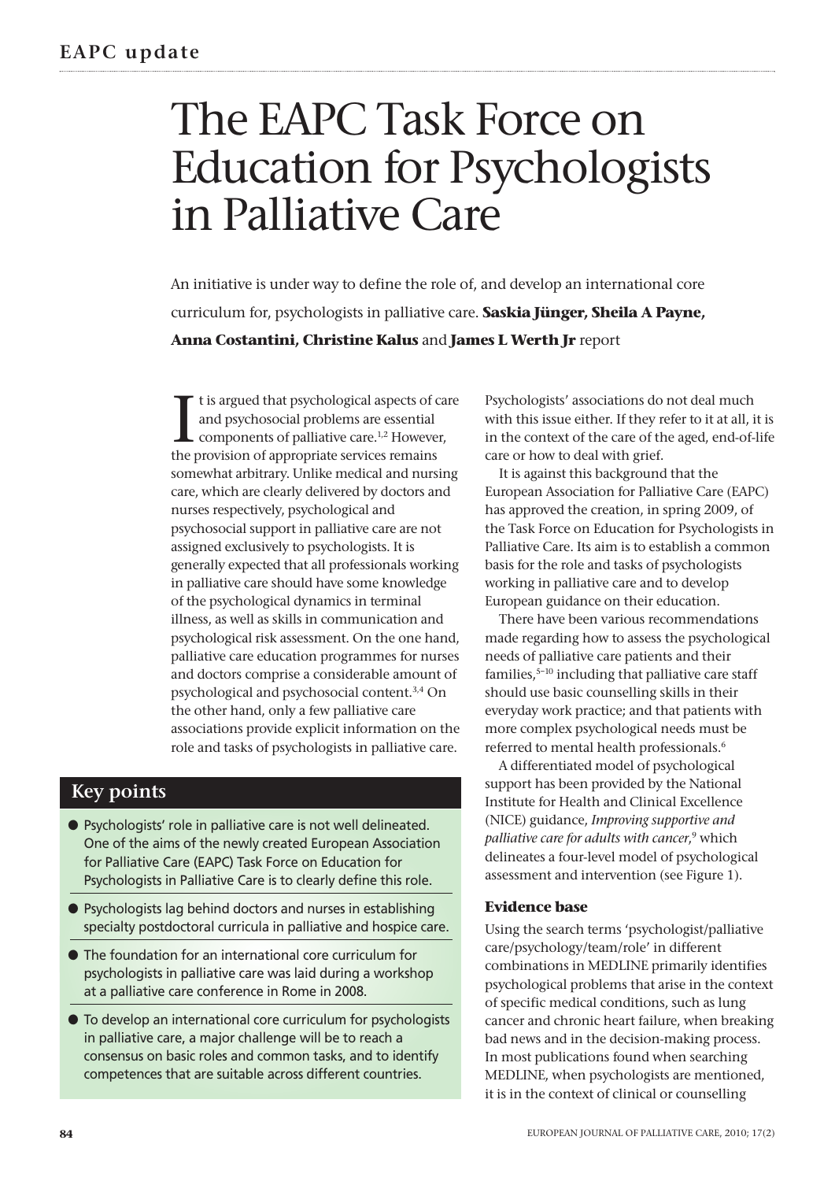# The EAPC Task Force on Education for Psychologists in Palliative Care

An initiative is under way to define the role of, and develop an international core curriculum for, psychologists in palliative care. **Saskia Jünger, Sheila A Payne, Anna Costantini, Christine Kalus** and **James L Werth Jr** report

It is argued that psychological aspects of care and psychosocial problems are essential components of palliative care.[1,2] However, the provision of appropriate services remains somewhat arbitrary. Unlike medical and nursing care, which are clearly delivered by doctors and nurses respectively, psychological and psychosocial support in palliative care are not assigned exclusively to psychologists. It is generally expected that all professionals working in palliative care should have some knowledge of the psychological dynamics in terminal illness, as well as skills in communication and psychological risk assessment. On the one hand, palliative care education programmes for nurses and doctors comprise a considerable amount of psychological and psychosocial content.[3,4] On the other hand, only a few palliative care associations provide explicit information on the role and tasks of psychologists in palliative care.

## Key points

- Psychologists' role in palliative care is not well delineated. One of the aims of the newly created European Association for Palliative Care (EAPC) Task Force on Education for Psychologists in Palliative Care is to clearly define this role.
- Psychologists lag behind doctors and nurses in establishing specialty postdoctoral curricula in palliative and hospice care.
- The foundation for an international core curriculum for psychologists in palliative care was laid during a workshop at a palliative care conference in Rome in 2008.
- To develop an international core curriculum for psychologists in palliative care, a major challenge will be to reach a consensus on basic roles and common tasks, and to identify competences that are suitable across different countries.

Psychologists' associations do not deal much with this issue either. If they refer to it at all, it is in the context of the care of the aged, end-of-life care or how to deal with grief.

It is against this background that the European Association for Palliative Care (EAPC) has approved the creation, in spring 2009, of the Task Force on Education for Psychologists in Palliative Care. Its aim is to establish a common basis for the role and tasks of psychologists working in palliative care and to develop European guidance on their education.

There have been various recommendations made regarding how to assess the psychological needs of palliative care patients and their families,[5–10] including that palliative care staff should use basic counselling skills in their everyday work practice; and that patients with more complex psychological needs must be referred to mental health professionals.[6]

A differentiated model of psychological support has been provided by the National Institute for Health and Clinical Excellence (NICE) guidance, *Improving supportive and palliative care for adults with cancer*,[9] which delineates a four-level model of psychological assessment and intervention (see Figure 1).

### Evidence base

Using the search terms 'psychologist/palliative care/psychology/team/role' in different combinations in MEDLINE primarily identifies psychological problems that arise in the context of specific medical conditions, such as lung cancer and chronic heart failure, when breaking bad news and in the decision-making process. In most publications found when searching MEDLINE, when psychologists are mentioned, it is in the context of clinical or counselling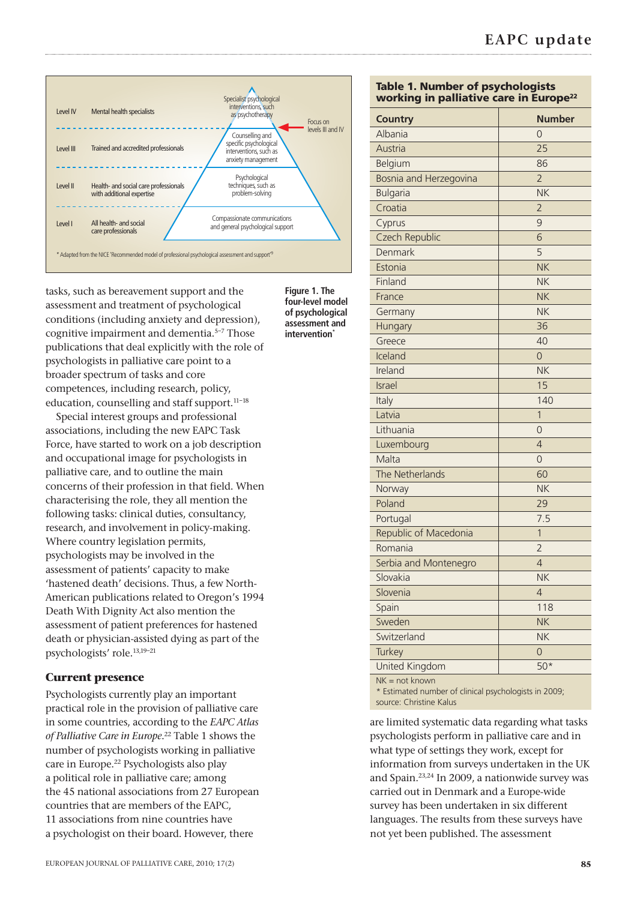| Level | Professionals | Intervention |
|---|---|---|
| Level IV | Mental health specialists | Specialist psychological interventions, such as psychotherapy |
| Level III | Trained and accredited professionals | Counselling and specific psychological interventions, such as anxiety management |
| Level II | Health- and social care professionals with additional expertise | Psychological techniques, such as problem-solving |
| Level I | All health- and social care professionals | Compassionate communications and general psychological support |

Focus on levels III and IV

* Adapted from the NICE 'Recommended model of professional psychological assessment and support'[9]

**Figure 1. The four-level model of psychological assessment and intervention***

tasks, such as bereavement support and the assessment and treatment of psychological conditions (including anxiety and depression), cognitive impairment and dementia.[5–7] Those publications that deal explicitly with the role of psychologists in palliative care point to a broader spectrum of tasks and core competences, including research, policy, education, counselling and staff support.[11–18]

Special interest groups and professional associations, including the new EAPC Task Force, have started to work on a job description and occupational image for psychologists in palliative care, and to outline the main concerns of their profession in that field. When characterising the role, they all mention the following tasks: clinical duties, consultancy, research, and involvement in policy-making. Where country legislation permits, psychologists may be involved in the assessment of patients' capacity to make 'hastened death' decisions. Thus, a few North-American publications related to Oregon's 1994 Death With Dignity Act also mention the assessment of patient preferences for hastened death or physician-assisted dying as part of the psychologists' role.[13,19–21]

## Current presence

Psychologists currently play an important practical role in the provision of palliative care in some countries, according to the *EAPC Atlas of Palliative Care in Europe*.[22] Table 1 shows the number of psychologists working in palliative care in Europe.[22] Psychologists also play a political role in palliative care; among the 45 national associations from 27 European countries that are members of the EAPC, 11 associations from nine countries have a psychologist on their board. However, there are limited systematic data regarding what tasks psychologists perform in palliative care and in what type of settings they work, except for information from surveys undertaken in the UK and Spain.[23,24] In 2009, a nationwide survey was carried out in Denmark and a Europe-wide survey has been undertaken in six different languages. The results from these surveys have not yet been published. The assessment

**Table 1. Number of psychologists working in palliative care in Europe[22]**

| Country | Number |
|---|---|
| Albania | 0 |
| Austria | 25 |
| Belgium | 86 |
| Bosnia and Herzegovina | 2 |
| Bulgaria | NK |
| Croatia | 2 |
| Cyprus | 9 |
| Czech Republic | 6 |
| Denmark | 5 |
| Estonia | NK |
| Finland | NK |
| France | NK |
| Germany | NK |
| Hungary | 36 |
| Greece | 40 |
| Iceland | 0 |
| Ireland | NK |
| Israel | 15 |
| Italy | 140 |
| Latvia | 1 |
| Lithuania | 0 |
| Luxembourg | 4 |
| Malta | 0 |
| The Netherlands | 60 |
| Norway | NK |
| Poland | 29 |
| Portugal | 7.5 |
| Republic of Macedonia | 1 |
| Romania | 2 |
| Serbia and Montenegro | 4 |
| Slovakia | NK |
| Slovenia | 4 |
| Spain | 118 |
| Sweden | NK |
| Switzerland | NK |
| Turkey | 0 |
| United Kingdom | 50* |

NK = not known
* Estimated number of clinical psychologists in 2009; source: Christine Kalus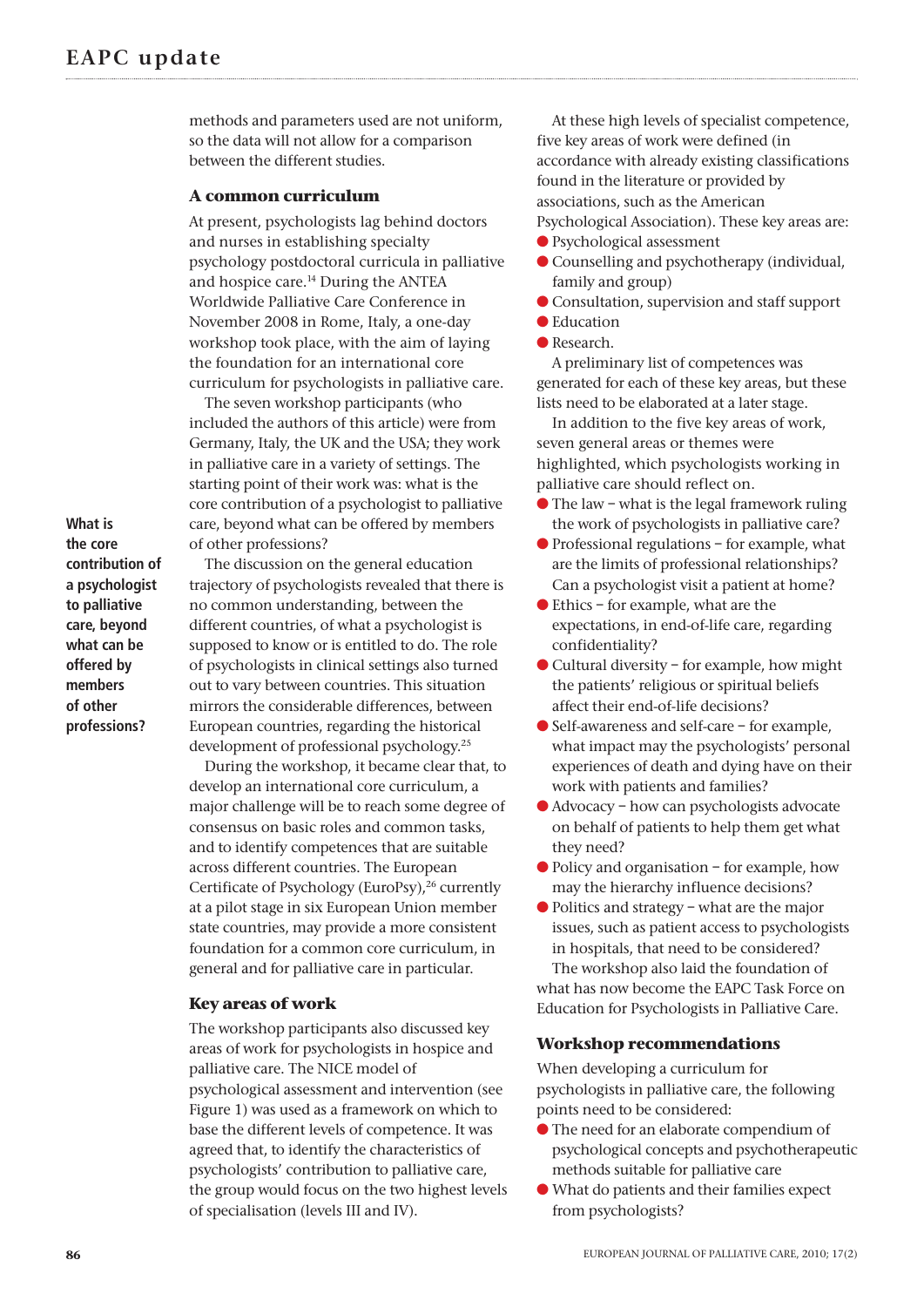methods and parameters used are not uniform, so the data will not allow for a comparison between the different studies.

### A common curriculum

At present, psychologists lag behind doctors and nurses in establishing specialty psychology postdoctoral curricula in palliative and hospice care.[14] During the ANTEA Worldwide Palliative Care Conference in November 2008 in Rome, Italy, a one-day workshop took place, with the aim of laying the foundation for an international core curriculum for psychologists in palliative care.

The seven workshop participants (who included the authors of this article) were from Germany, Italy, the UK and the USA; they work in palliative care in a variety of settings. The starting point of their work was: what is the core contribution of a psychologist to palliative care, beyond what can be offered by members of other professions?

**What is the core contribution of a psychologist to palliative care, beyond what can be offered by members of other professions?**

The discussion on the general education trajectory of psychologists revealed that there is no common understanding, between the different countries, of what a psychologist is supposed to know or is entitled to do. The role of psychologists in clinical settings also turned out to vary between countries. This situation mirrors the considerable differences, between European countries, regarding the historical development of professional psychology.[25]

During the workshop, it became clear that, to develop an international core curriculum, a major challenge will be to reach some degree of consensus on basic roles and common tasks, and to identify competences that are suitable across different countries. The European Certificate of Psychology (EuroPsy),[26] currently at a pilot stage in six European Union member state countries, may provide a more consistent foundation for a common core curriculum, in general and for palliative care in particular.

### Key areas of work

The workshop participants also discussed key areas of work for psychologists in hospice and palliative care. The NICE model of psychological assessment and intervention (see Figure 1) was used as a framework on which to base the different levels of competence. It was agreed that, to identify the characteristics of psychologists' contribution to palliative care, the group would focus on the two highest levels of specialisation (levels III and IV).

At these high levels of specialist competence, five key areas of work were defined (in accordance with already existing classifications found in the literature or provided by associations, such as the American Psychological Association). These key areas are:

- Psychological assessment
- Counselling and psychotherapy (individual, family and group)
- Consultation, supervision and staff support
- Education
- Research.

A preliminary list of competences was generated for each of these key areas, but these lists need to be elaborated at a later stage.

In addition to the five key areas of work, seven general areas or themes were highlighted, which psychologists working in palliative care should reflect on.

- The law – what is the legal framework ruling the work of psychologists in palliative care?
- Professional regulations – for example, what are the limits of professional relationships? Can a psychologist visit a patient at home?
- Ethics – for example, what are the expectations, in end-of-life care, regarding confidentiality?
- Cultural diversity – for example, how might the patients' religious or spiritual beliefs affect their end-of-life decisions?
- Self-awareness and self-care – for example, what impact may the psychologists' personal experiences of death and dying have on their work with patients and families?
- Advocacy – how can psychologists advocate on behalf of patients to help them get what they need?
- Policy and organisation – for example, how may the hierarchy influence decisions?
- Politics and strategy – what are the major issues, such as patient access to psychologists in hospitals, that need to be considered?

The workshop also laid the foundation of what has now become the EAPC Task Force on Education for Psychologists in Palliative Care.

### Workshop recommendations

When developing a curriculum for psychologists in palliative care, the following points need to be considered:

- The need for an elaborate compendium of psychological concepts and psychotherapeutic methods suitable for palliative care
- What do patients and their families expect from psychologists?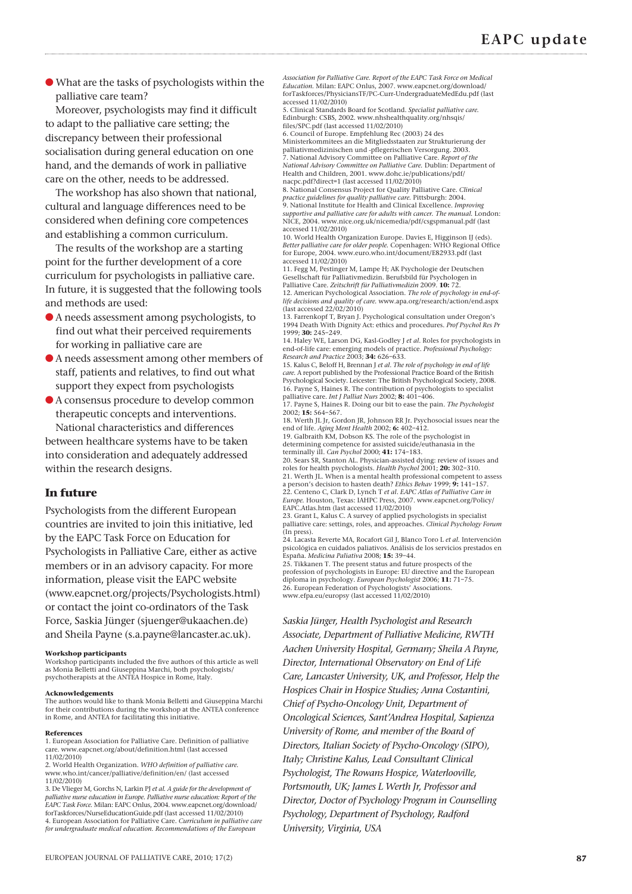- What are the tasks of psychologists within the palliative care team?

Moreover, psychologists may find it difficult to adapt to the palliative care setting; the discrepancy between their professional socialisation during general education on one hand, and the demands of work in palliative care on the other, needs to be addressed.

The workshop has also shown that national, cultural and language differences need to be considered when defining core competences and establishing a common curriculum.

The results of the workshop are a starting point for the further development of a core curriculum for psychologists in palliative care. In future, it is suggested that the following tools and methods are used:

- A needs assessment among psychologists, to find out what their perceived requirements for working in palliative care are
- A needs assessment among other members of staff, patients and relatives, to find out what support they expect from psychologists
- A consensus procedure to develop common therapeutic concepts and interventions.

National characteristics and differences between healthcare systems have to be taken into consideration and adequately addressed within the research designs.

## In future

Psychologists from the different European countries are invited to join this initiative, led by the EAPC Task Force on Education for Psychologists in Palliative Care, either as active members or in an advisory capacity. For more information, please visit the EAPC website (www.eapcnet.org/projects/Psychologists.html) or contact the joint co-ordinators of the Task Force, Saskia Jünger (sjuenger@ukaachen.de) and Sheila Payne (s.a.payne@lancaster.ac.uk).

#### Workshop participants

Workshop participants included the five authors of this article as well as Monia Belletti and Giuseppina Marchi, both psychologists/psychotherapists at the ANTEA Hospice in Rome, Italy.

#### Acknowledgements

The authors would like to thank Monia Belletti and Giuseppina Marchi for their contributions during the workshop at the ANTEA conference in Rome, and ANTEA for facilitating this initiative.

#### References

1. European Association for Palliative Care. Definition of palliative care. www.eapcnet.org/about/definition.html (last accessed 11/02/2010)
2. World Health Organization. *WHO definition of palliative care.* www.who.int/cancer/palliative/definition/en/ (last accessed 11/02/2010)
3. De Vlieger M, Gorchs N, Larkin PJ *et al. A guide for the development of palliative nurse education in Europe. Palliative nurse education: Report of the EAPC Task Force.* Milan: EAPC Onlus, 2004. www.eapcnet.org/download/forTaskforces/NurseEducationGuide.pdf (last accessed 11/02/2010)
4. European Association for Palliative Care. *Curriculum in palliative care for undergraduate medical education. Recommendations of the European Association for Palliative Care. Report of the EAPC Task Force on Medical Education.* Milan: EAPC Onlus, 2007. www.eapcnet.org/download/forTaskforces/PhysiciansTF/PC-Curr-UndergraduateMedEdu.pdf (last accessed 11/02/2010)
5. Clinical Standards Board for Scotland. *Specialist palliative care.* Edinburgh: CSBS, 2002. www.nhshealthquality.org/nhsqis/files/SPC.pdf (last accessed 11/02/2010)
6. Council of Europe. Empfehlung Rec (2003) 24 des Ministerkommitees an die Mitgliedsstaaten zur Strukturierung der palliativmedizinischen und -pflegerischen Versorgung. 2003.
7. National Advisory Committee on Palliative Care. *Report of the National Advisory Committee on Palliative Care.* Dublin: Department of Health and Children, 2001. www.dohc.ie/publications/pdf/nacpc.pdf?direct=1 (last accessed 11/02/2010)
8. National Consensus Project for Quality Palliative Care. *Clinical practice guidelines for quality palliative care.* Pittsburgh: 2004.
9. National Institute for Health and Clinical Excellence. *Improving supportive and palliative care for adults with cancer. The manual.* London: NICE, 2004. www.nice.org.uk/nicemedia/pdf/csgspmanual.pdf (last accessed 11/02/2010)
10. World Health Organization Europe. Davies E, Higginson IJ (eds). *Better palliative care for older people.* Copenhagen: WHO Regional Office for Europe, 2004. www.euro.who.int/document/E82933.pdf (last accessed 11/02/2010)
11. Fegg M, Pestinger M, Lampe H; AK Psychologie der Deutschen Gesellschaft für Palliativmedizin. Berufsbild für Psychologen in Palliative Care. *Zeitschrift für Palliativmedizin* 2009. **10:** 72.
12. American Psychological Association. *The role of psychology in end-of-life decisions and quality of care.* www.apa.org/research/action/end.aspx (last accessed 22/02/2010)
13. Farrenkopf T, Bryan J. Psychological consultation under Oregon's 1994 Death With Dignity Act: ethics and procedures. *Prof Psychol Res Pr* 1999; **30:** 245–249.
14. Haley WE, Larson DG, Kasl-Godley J *et al.* Roles for psychologists in end-of-life care: emerging models of practice. *Professional Psychology: Research and Practice* 2003; **34:** 626–633.
15. Kalus C, Beloff H, Brennan J *et al. The role of psychology in end of life care.* A report published by the Professional Practice Board of the British Psychological Society. Leicester: The British Psychological Society, 2008.
16. Payne S, Haines R. The contribution of psychologists to specialist palliative care. *Int J Palliat Nurs* 2002; **8:** 401–406.
17. Payne S, Haines R. Doing our bit to ease the pain. *The Psychologist* 2002; **15:** 564–567.
18. Werth JL Jr, Gordon JR, Johnson RR Jr. Psychosocial issues near the end of life. *Aging Ment Health* 2002; **6:** 402–412.
19. Galbraith KM, Dobson KS. The role of the psychologist in determining competence for assisted suicide/euthanasia in the terminally ill. *Can Psychol* 2000; **41:** 174–183.
20. Sears SR, Stanton AL. Physician-assisted dying: review of issues and roles for health psychologists. *Health Psychol* 2001; **20:** 302–310.
21. Werth JL. When is a mental health professional competent to assess a person's decision to hasten death? *Ethics Behav* 1999; **9:** 141–157.
22. Centeno C, Clark D, Lynch T *et al. EAPC Atlas of Palliative Care in Europe.* Houston, Texas: IAHPC Press, 2007. www.eapcnet.org/Policy/EAPC.Atlas.htm (last accessed 11/02/2010)
23. Grant L, Kalus C. A survey of applied psychologists in specialist palliative care: settings, roles, and approaches. *Clinical Psychology Forum* (In press).
24. Lacasta Reverte MA, Rocafort Gil J, Blanco Toro L *et al.* Intervención psicológica en cuidados paliativos. Análisis de los servicios prestados en España. *Medicina Paliativa* 2008; **15:** 39–44.
25. Tikkanen T. The present status and future prospects of the profession of psychologists in Europe: EU directive and the European diploma in psychology. *European Psychologist* 2006; **11:** 71–75.
26. European Federation of Psychologists' Associations. www.efpa.eu/europsy (last accessed 11/02/2010)

*Saskia Jünger, Health Psychologist and Research Associate, Department of Palliative Medicine, RWTH Aachen University Hospital, Germany; Sheila A Payne, Director, International Observatory on End of Life Care, Lancaster University, UK, and Professor, Help the Hospices Chair in Hospice Studies; Anna Costantini, Chief of Psycho-Oncology Unit, Department of Oncological Sciences, Sant'Andrea Hospital, Sapienza University of Rome, and member of the Board of Directors, Italian Society of Psycho-Oncology (SIPO), Italy; Christine Kalus, Lead Consultant Clinical Psychologist, The Rowans Hospice, Waterlooville, Portsmouth, UK; James L Werth Jr, Professor and Director, Doctor of Psychology Program in Counselling Psychology, Department of Psychology, Radford University, Virginia, USA*